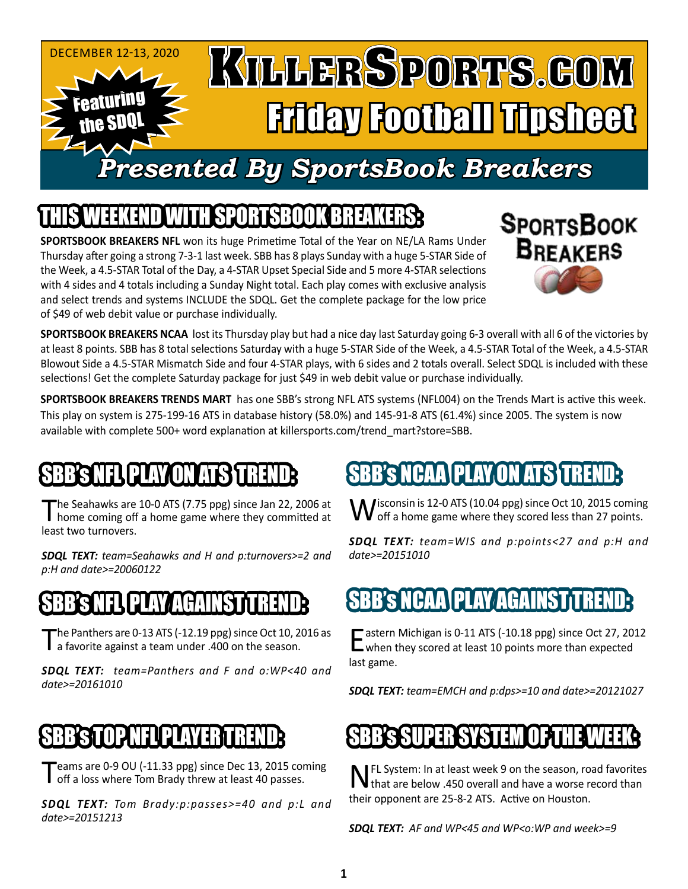DECEMBER 12-13, 2020

Featuring the SDQL

# KillerSports.com Friday Football Tipsheet

## Presented By SportsBook Breakers

## THIS WEEKEND WITH SPORTSBOOK BREAKERS:

**SPORTSBOOK BREAKERS NFL** won its huge Primetime Total of the Year on NE/LA Rams Under Thursday after going a strong 7-3-1 last week. SBB has 8 plays Sunday with a huge 5-STAR Side of the Week, a 4.5-STAR Total of the Day, a 4-STAR Upset Special Side and 5 more 4-STAR selections with 4 sides and 4 totals including a Sunday Night total. Each play comes with exclusive analysis and select trends and systems INCLUDE the SDQL. Get the complete package for the low price of $49 of web debit value or purchase individually.

**SPORTSBOOK BREAKERS NCAA** lost its Thursday play but had a nice day last Saturday going 6-3 overall with all 6 of the victories by at least 8 points. SBB has 8 total selections Saturday with a huge 5-STAR Side of the Week, a 4.5-STAR Total of the Week, a 4.5-STAR Blowout Side a 4.5-STAR Mismatch Side and four 4-STAR plays, with 6 sides and 2 totals overall. Select SDQL is included with these selections! Get the complete Saturday package for just $49 in web debit value or purchase individually.

**SPORTSBOOK BREAKERS TRENDS MART** has one SBB's strong NFL ATS systems (NFL004) on the Trends Mart is active this week. This play on system is 275-199-16 ATS in database history (58.0%) and 145-91-8 ATS (61.4%) since 2005. The system is now available with complete 500+ word explanation at killersports.com/trend_mart?store=SBB.

## SBB's NFL PLAY ON ATS TREND:

The Seahawks are 10-0 ATS (7.75 ppg) since Jan 22, 2006 at home coming off a home game where they committed at least two turnovers.

***SDQL TEXT:** team=Seahawks and H and p:turnovers>=2 and p:H and date>=20060122*

## SBB's NFL PLAY AGAINST TREND:

The Panthers are 0-13 ATS (-12.19 ppg) since Oct 10, 2016 as a favorite against a team under .400 on the season.

***SDQL TEXT:** team=Panthers and F and o:WP<40 and date>=20161010*

## SBB's TOP NFL PLAYER TREND:

Teams are 0-9 OU (-11.33 ppg) since Dec 13, 2015 coming off a loss where Tom Brady threw at least 40 passes.

***SDQL TEXT:** Tom Brady:p:passes>=40 and p:L and date>=20151213*

## SBB's NCAA PLAY ON ATS TREND:

Wisconsin is 12-0 ATS (10.04 ppg) since Oct 10, 2015 coming off a home game where they scored less than 27 points.

***SDQL TEXT:** team=WIS and p:points<27 and p:H and date>=20151010*

## SBB's NCAA PLAY AGAINST TREND:

Eastern Michigan is 0-11 ATS (-10.18 ppg) since Oct 27, 2012 when they scored at least 10 points more than expected last game.

***SDQL TEXT:** team=EMCH and p:dps>=10 and date>=20121027*

## SBB's SUPER SYSTEM OF THE WEEK:

NFL System: In at least week 9 on the season, road favorites that are below .450 overall and have a worse record than their opponent are 25-8-2 ATS. Active on Houston.

***SDQL TEXT:** AF and WP<45 and WP<o:WP and week>=9*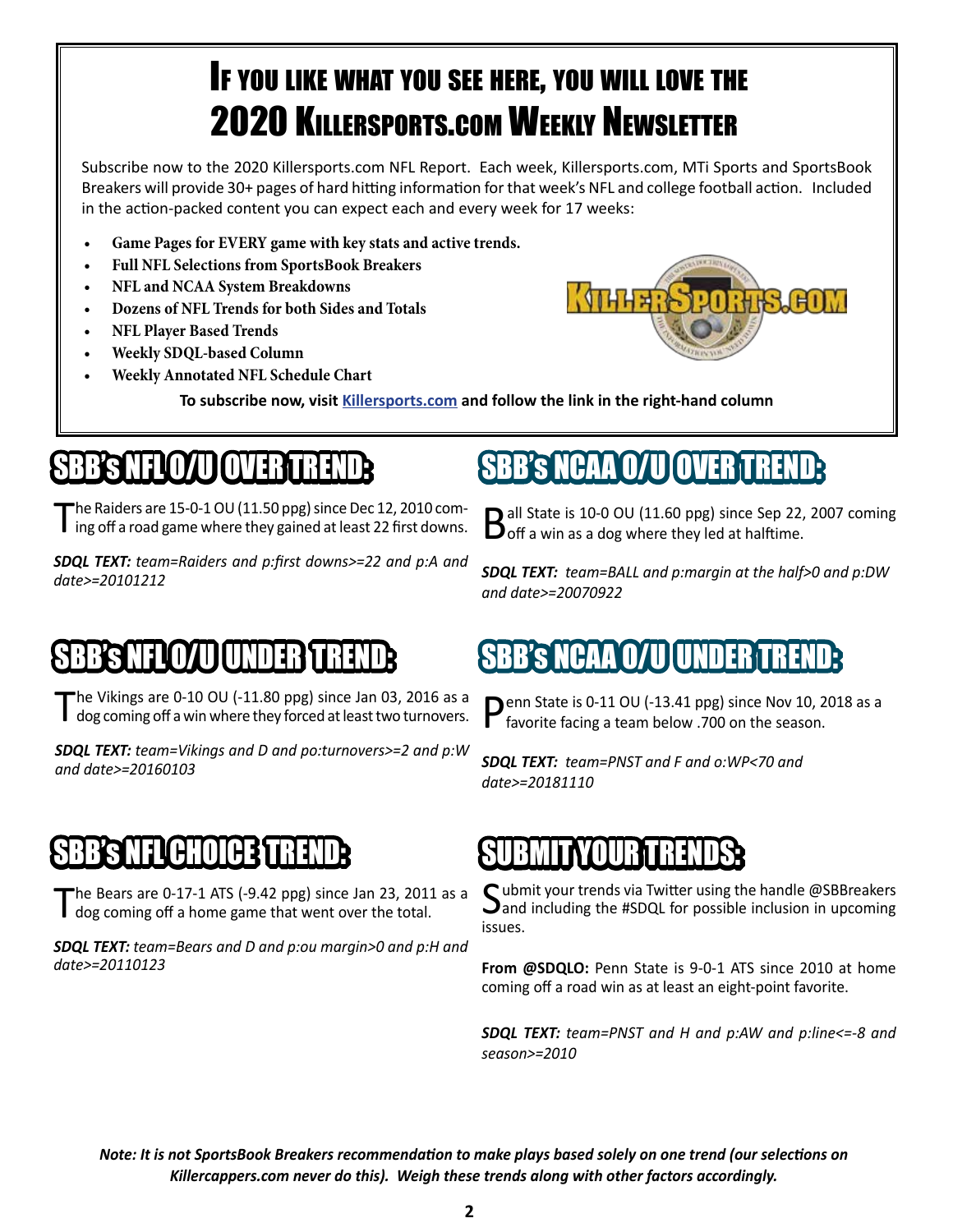# If you like what you see here, you will love the 2020 Killersports.com Weekly Newsletter

Subscribe now to the 2020 Killersports.com NFL Report. Each week, Killersports.com, MTi Sports and SportsBook Breakers will provide 30+ pages of hard hitting information for that week's NFL and college football action. Included in the action-packed content you can expect each and every week for 17 weeks:

- **Game Pages for EVERY game with key stats and active trends.**
- **Full NFL Selections from SportsBook Breakers**
- **NFL and NCAA System Breakdowns**
- **Dozens of NFL Trends for both Sides and Totals**
- **NFL Player Based Trends**
- **Weekly SDQL-based Column**
- **Weekly Annotated NFL Schedule Chart**

**To subscribe now, visit Killersports.com and follow the link in the right-hand column**

## SBB's NFL O/U OVER TREND:

The Raiders are 15-0-1 OU (11.50 ppg) since Dec 12, 2010 coming off a road game where they gained at least 22 first downs.

***SDQL TEXT:*** *team=Raiders and p:first downs>=22 and p:A and date>=20101212*

## SBB's NFL O/U UNDER TREND:

The Vikings are 0-10 OU (-11.80 ppg) since Jan 03, 2016 as a dog coming off a win where they forced at least two turnovers.

***SDQL TEXT:*** *team=Vikings and D and po:turnovers>=2 and p:W and date>=20160103*

## SBB's NFL CHOICE TREND:

The Bears are 0-17-1 ATS (-9.42 ppg) since Jan 23, 2011 as a dog coming off a home game that went over the total.

***SDQL TEXT:*** *team=Bears and D and p:ou margin>0 and p:H and date>=20110123*

## SBB's NCAA O/U OVER TREND:

Ball State is 10-0 OU (11.60 ppg) since Sep 22, 2007 coming off a win as a dog where they led at halftime.

***SDQL TEXT:*** *team=BALL and p:margin at the half>0 and p:DW and date>=20070922*

## SBB's NCAA O/U UNDER TREND:

Penn State is 0-11 OU (-13.41 ppg) since Nov 10, 2018 as a favorite facing a team below .700 on the season.

***SDQL TEXT:*** *team=PNST and F and o:WP<70 and date>=20181110*

## SUBMIT YOUR TRENDS:

Submit your trends via Twitter using the handle @SBBreakers and including the #SDQL for possible inclusion in upcoming issues.

**From @SDQLO:** Penn State is 9-0-1 ATS since 2010 at home coming off a road win as at least an eight-point favorite.

***SDQL TEXT:*** *team=PNST and H and p:AW and p:line<=-8 and season>=2010*

***Note: It is not SportsBook Breakers recommendation to make plays based solely on one trend (our selections on Killercappers.com never do this). Weigh these trends along with other factors accordingly.***